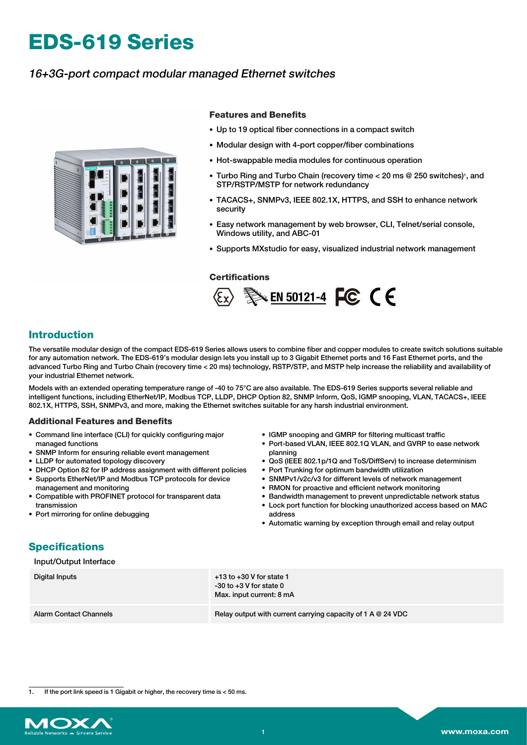# EDS-619 Series

*16+3G-port compact modular managed Ethernet switches*

### Features and Benefits

- Up to 19 optical fiber connections in a compact switch
- Modular design with 4-port copper/fiber combinations
- Hot-swappable media modules for continuous operation
- Turbo Ring and Turbo Chain (recovery time < 20 ms @ 250 switches)[1], and STP/RSTP/MSTP for network redundancy
- TACACS+, SNMPv3, IEEE 802.1X, HTTPS, and SSH to enhance network security
- Easy network management by web browser, CLI, Telnet/serial console, Windows utility, and ABC-01
- Supports MXstudio for easy, visualized industrial network management

### Certifications

EN 50121-4

## Introduction

The versatile modular design of the compact EDS-619 Series allows users to combine fiber and copper modules to create switch solutions suitable for any automation network. The EDS-619's modular design lets you install up to 3 Gigabit Ethernet ports and 16 Fast Ethernet ports, and the advanced Turbo Ring and Turbo Chain (recovery time < 20 ms) technology, RSTP/STP, and MSTP help increase the reliability and availability of your industrial Ethernet network.

Models with an extended operating temperature range of -40 to 75°C are also available. The EDS-619 Series supports several reliable and intelligent functions, including EtherNet/IP, Modbus TCP, LLDP, DHCP Option 82, SNMP Inform, QoS, IGMP snooping, VLAN, TACACS+, IEEE 802.1X, HTTPS, SSH, SNMPv3, and more, making the Ethernet switches suitable for any harsh industrial environment.

### Additional Features and Benefits

- Command line interface (CLI) for quickly configuring major managed functions
- SNMP Inform for ensuring reliable event management
- LLDP for automated topology discovery
- DHCP Option 82 for IP address assignment with different policies
- Supports EtherNet/IP and Modbus TCP protocols for device management and monitoring
- Compatible with PROFINET protocol for transparent data transmission
- Port mirroring for online debugging
- IGMP snooping and GMRP for filtering multicast traffic
- Port-based VLAN, IEEE 802.1Q VLAN, and GVRP to ease network planning
- QoS (IEEE 802.1p/1Q and ToS/DiffServ) to increase determinism
- Port Trunking for optimum bandwidth utilization
- SNMPv1/v2c/v3 for different levels of network management
- RMON for proactive and efficient network monitoring
- Bandwidth management to prevent unpredictable network status
- Lock port function for blocking unauthorized access based on MAC address
- Automatic warning by exception through email and relay output

## Specifications

Input/Output Interface

| | |
|---|---|
| Digital Inputs | +13 to +30 V for state 1<br>-30 to +3 V for state 0<br>Max. input current: 8 mA |
| Alarm Contact Channels | Relay output with current carrying capacity of 1 A @ 24 VDC |

1. If the port link speed is 1 Gigabit or higher, the recovery time is < 50 ms.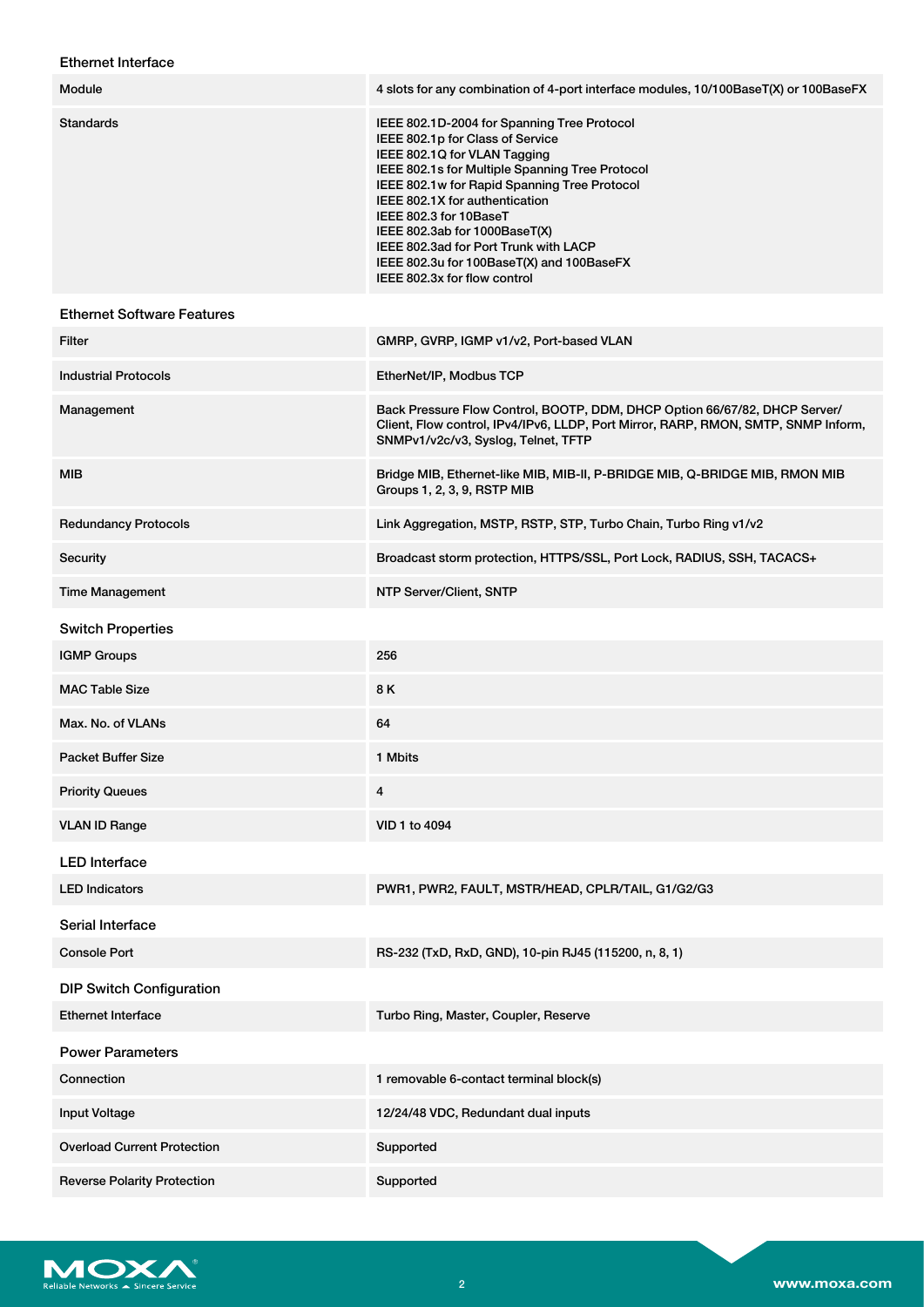## Ethernet Interface

| | |
|---|---|
| Module | 4 slots for any combination of 4-port interface modules, 10/100BaseT(X) or 100BaseFX |
| Standards | IEEE 802.1D-2004 for Spanning Tree Protocol<br>IEEE 802.1p for Class of Service<br>IEEE 802.1Q for VLAN Tagging<br>IEEE 802.1s for Multiple Spanning Tree Protocol<br>IEEE 802.1w for Rapid Spanning Tree Protocol<br>IEEE 802.1X for authentication<br>IEEE 802.3 for 10BaseT<br>IEEE 802.3ab for 1000BaseT(X)<br>IEEE 802.3ad for Port Trunk with LACP<br>IEEE 802.3u for 100BaseT(X) and 100BaseFX<br>IEEE 802.3x for flow control |

## Ethernet Software Features

| | |
|---|---|
| Filter | GMRP, GVRP, IGMP v1/v2, Port-based VLAN |
| Industrial Protocols | EtherNet/IP, Modbus TCP |
| Management | Back Pressure Flow Control, BOOTP, DDM, DHCP Option 66/67/82, DHCP Server/Client, Flow control, IPv4/IPv6, LLDP, Port Mirror, RARP, RMON, SMTP, SNMP Inform, SNMPv1/v2c/v3, Syslog, Telnet, TFTP |
| MIB | Bridge MIB, Ethernet-like MIB, MIB-II, P-BRIDGE MIB, Q-BRIDGE MIB, RMON MIB Groups 1, 2, 3, 9, RSTP MIB |
| Redundancy Protocols | Link Aggregation, MSTP, RSTP, STP, Turbo Chain, Turbo Ring v1/v2 |
| Security | Broadcast storm protection, HTTPS/SSL, Port Lock, RADIUS, SSH, TACACS+ |
| Time Management | NTP Server/Client, SNTP |

## Switch Properties

| | |
|---|---|
| IGMP Groups | 256 |
| MAC Table Size | 8 K |
| Max. No. of VLANs | 64 |
| Packet Buffer Size | 1 Mbits |
| Priority Queues | 4 |
| VLAN ID Range | VID 1 to 4094 |

## LED Interface

| | |
|---|---|
| LED Indicators | PWR1, PWR2, FAULT, MSTR/HEAD, CPLR/TAIL, G1/G2/G3 |

## Serial Interface

| | |
|---|---|
| Console Port | RS-232 (TxD, RxD, GND), 10-pin RJ45 (115200, n, 8, 1) |

## DIP Switch Configuration

| | |
|---|---|
| Ethernet Interface | Turbo Ring, Master, Coupler, Reserve |

## Power Parameters

| | |
|---|---|
| Connection | 1 removable 6-contact terminal block(s) |
| Input Voltage | 12/24/48 VDC, Redundant dual inputs |
| Overload Current Protection | Supported |
| Reverse Polarity Protection | Supported |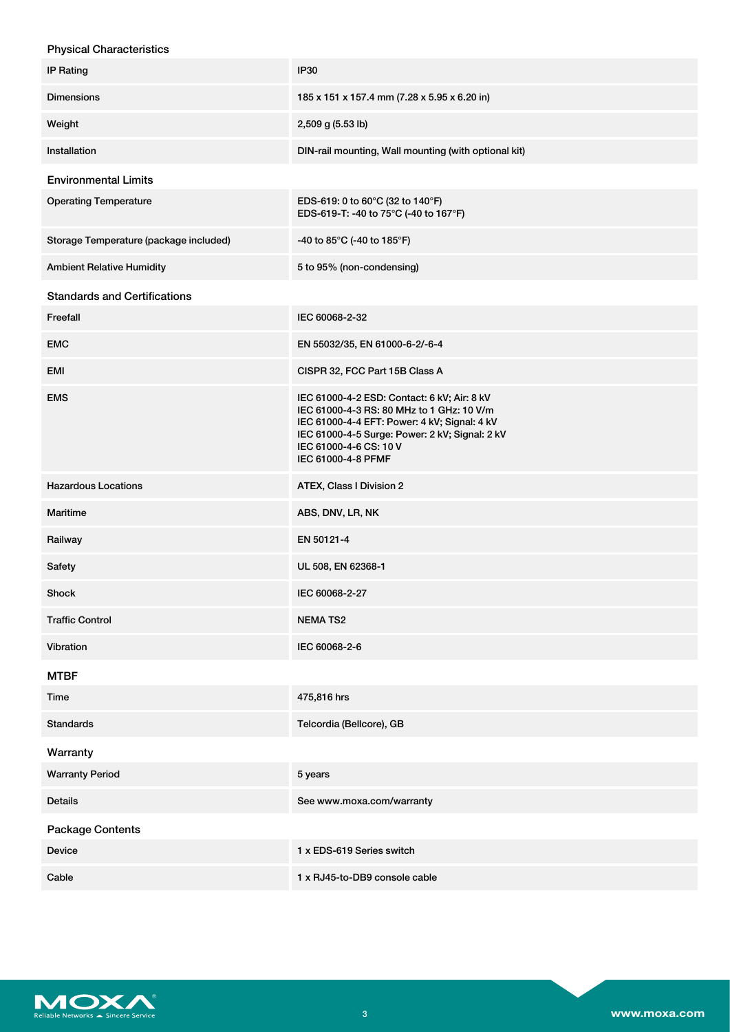### Physical Characteristics

| | |
|---|---|
| IP Rating | IP30 |
| Dimensions | 185 x 151 x 157.4 mm (7.28 x 5.95 x 6.20 in) |
| Weight | 2,509 g (5.53 lb) |
| Installation | DIN-rail mounting, Wall mounting (with optional kit) |

### Environmental Limits

| | |
|---|---|
| Operating Temperature | EDS-619: 0 to 60°C (32 to 140°F)<br>EDS-619-T: -40 to 75°C (-40 to 167°F) |
| Storage Temperature (package included) | -40 to 85°C (-40 to 185°F) |
| Ambient Relative Humidity | 5 to 95% (non-condensing) |

### Standards and Certifications

| | |
|---|---|
| Freefall | IEC 60068-2-32 |
| EMC | EN 55032/35, EN 61000-6-2/-6-4 |
| EMI | CISPR 32, FCC Part 15B Class A |
| EMS | IEC 61000-4-2 ESD: Contact: 6 kV; Air: 8 kV<br>IEC 61000-4-3 RS: 80 MHz to 1 GHz: 10 V/m<br>IEC 61000-4-4 EFT: Power: 4 kV; Signal: 4 kV<br>IEC 61000-4-5 Surge: Power: 2 kV; Signal: 2 kV<br>IEC 61000-4-6 CS: 10 V<br>IEC 61000-4-8 PFMF |
| Hazardous Locations | ATEX, Class I Division 2 |
| Maritime | ABS, DNV, LR, NK |
| Railway | EN 50121-4 |
| Safety | UL 508, EN 62368-1 |
| Shock | IEC 60068-2-27 |
| Traffic Control | NEMA TS2 |
| Vibration | IEC 60068-2-6 |

### MTBF

| | |
|---|---|
| Time | 475,816 hrs |
| Standards | Telcordia (Bellcore), GB |

### Warranty

| | |
|---|---|
| Warranty Period | 5 years |
| Details | See www.moxa.com/warranty |

### Package Contents

| | |
|---|---|
| Device | 1 x EDS-619 Series switch |
| Cable | 1 x RJ45-to-DB9 console cable |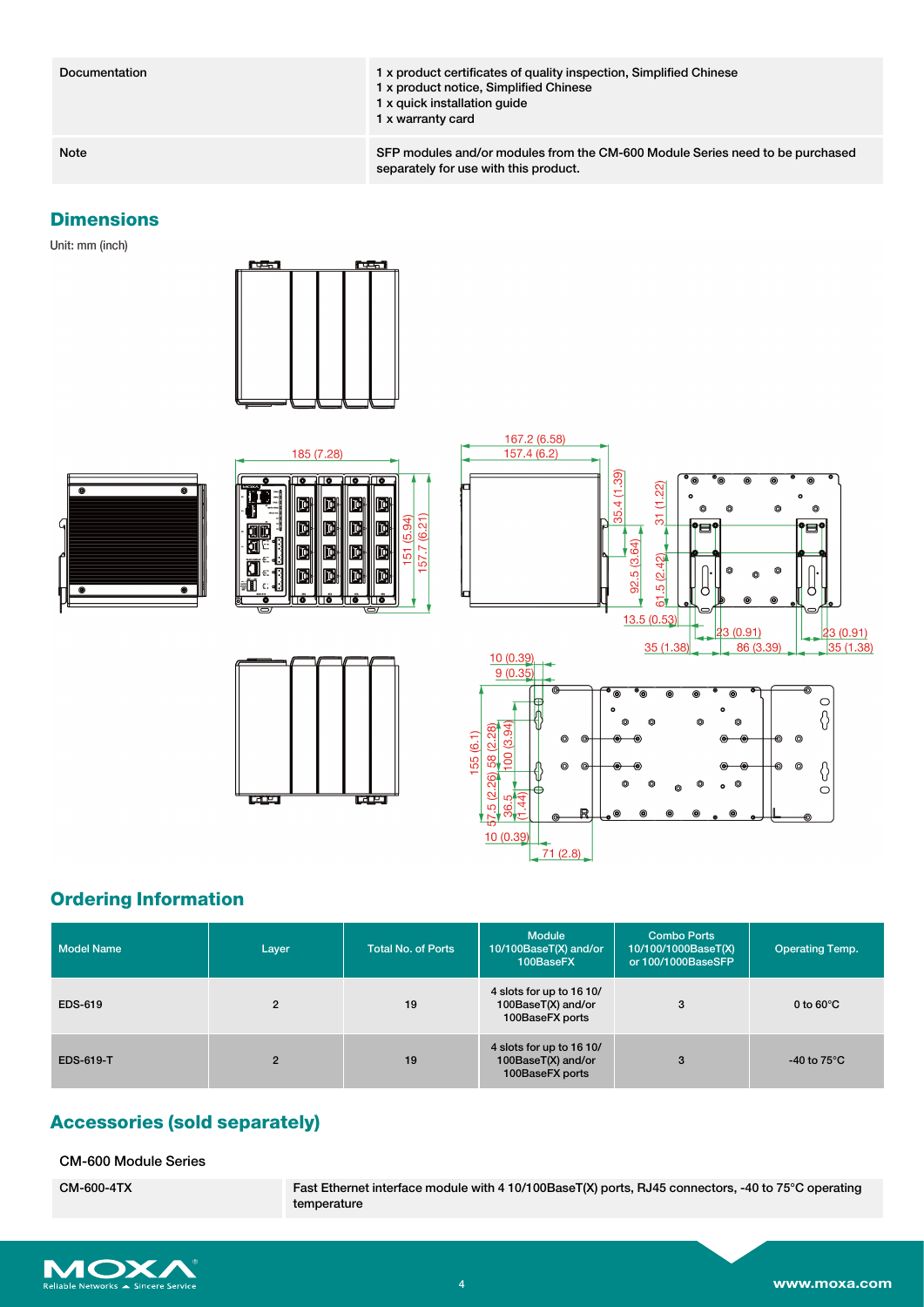| | |
|---|---|
| Documentation | 1 x product certificates of quality inspection, Simplified Chinese<br>1 x product notice, Simplified Chinese<br>1 x quick installation guide<br>1 x warranty card |
| Note | SFP modules and/or modules from the CM-600 Module Series need to be purchased separately for use with this product. |

## Dimensions

Unit: mm (inch)

## Ordering Information

| Model Name | Layer | Total No. of Ports | Module 10/100BaseT(X) and/or 100BaseFX | Combo Ports 10/100/1000BaseT(X) or 100/1000BaseSFP | Operating Temp. |
|---|---|---|---|---|---|
| EDS-619 | 2 | 19 | 4 slots for up to 16 10/100BaseT(X) and/or 100BaseFX ports | 3 | 0 to 60°C |
| EDS-619-T | 2 | 19 | 4 slots for up to 16 10/100BaseT(X) and/or 100BaseFX ports | 3 | -40 to 75°C |

## Accessories (sold separately)

### CM-600 Module Series

| | |
|---|---|
| CM-600-4TX | Fast Ethernet interface module with 4 10/100BaseT(X) ports, RJ45 connectors, -40 to 75°C operating temperature |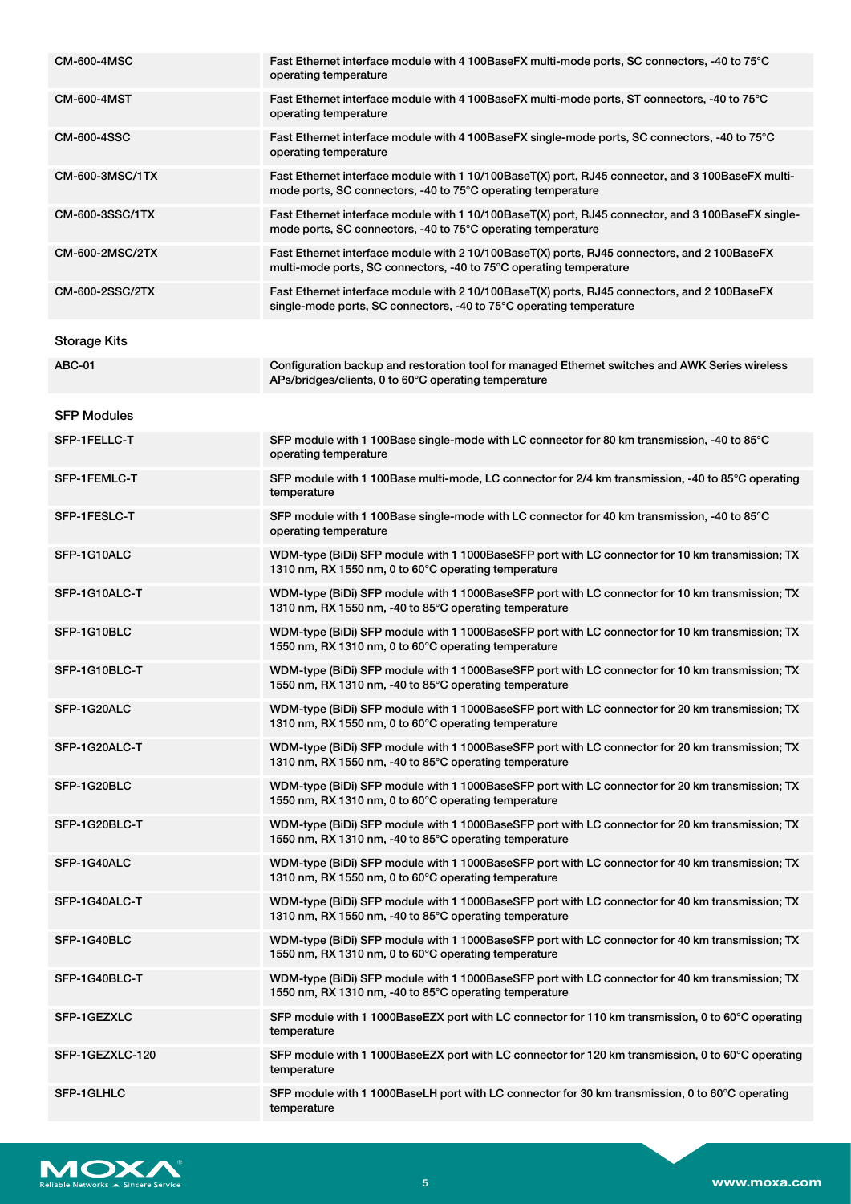| | |
|---|---|
| CM-600-4MSC | Fast Ethernet interface module with 4 100BaseFX multi-mode ports, SC connectors, -40 to 75°C operating temperature |
| CM-600-4MST | Fast Ethernet interface module with 4 100BaseFX multi-mode ports, ST connectors, -40 to 75°C operating temperature |
| CM-600-4SSC | Fast Ethernet interface module with 4 100BaseFX single-mode ports, SC connectors, -40 to 75°C operating temperature |
| CM-600-3MSC/1TX | Fast Ethernet interface module with 1 10/100BaseT(X) port, RJ45 connector, and 3 100BaseFX multi-mode ports, SC connectors, -40 to 75°C operating temperature |
| CM-600-3SSC/1TX | Fast Ethernet interface module with 1 10/100BaseT(X) port, RJ45 connector, and 3 100BaseFX single-mode ports, SC connectors, -40 to 75°C operating temperature |
| CM-600-2MSC/2TX | Fast Ethernet interface module with 2 10/100BaseT(X) ports, RJ45 connectors, and 2 100BaseFX multi-mode ports, SC connectors, -40 to 75°C operating temperature |
| CM-600-2SSC/2TX | Fast Ethernet interface module with 2 10/100BaseT(X) ports, RJ45 connectors, and 2 100BaseFX single-mode ports, SC connectors, -40 to 75°C operating temperature |

**Storage Kits**

| | |
|---|---|
| ABC-01 | Configuration backup and restoration tool for managed Ethernet switches and AWK Series wireless APs/bridges/clients, 0 to 60°C operating temperature |

**SFP Modules**

| | |
|---|---|
| SFP-1FELLC-T | SFP module with 1 100Base single-mode with LC connector for 80 km transmission, -40 to 85°C operating temperature |
| SFP-1FEMLC-T | SFP module with 1 100Base multi-mode, LC connector for 2/4 km transmission, -40 to 85°C operating temperature |
| SFP-1FESLC-T | SFP module with 1 100Base single-mode with LC connector for 40 km transmission, -40 to 85°C operating temperature |
| SFP-1G10ALC | WDM-type (BiDi) SFP module with 1 1000BaseSFP port with LC connector for 10 km transmission; TX 1310 nm, RX 1550 nm, 0 to 60°C operating temperature |
| SFP-1G10ALC-T | WDM-type (BiDi) SFP module with 1 1000BaseSFP port with LC connector for 10 km transmission; TX 1310 nm, RX 1550 nm, -40 to 85°C operating temperature |
| SFP-1G10BLC | WDM-type (BiDi) SFP module with 1 1000BaseSFP port with LC connector for 10 km transmission; TX 1550 nm, RX 1310 nm, 0 to 60°C operating temperature |
| SFP-1G10BLC-T | WDM-type (BiDi) SFP module with 1 1000BaseSFP port with LC connector for 10 km transmission; TX 1550 nm, RX 1310 nm, -40 to 85°C operating temperature |
| SFP-1G20ALC | WDM-type (BiDi) SFP module with 1 1000BaseSFP port with LC connector for 20 km transmission; TX 1310 nm, RX 1550 nm, 0 to 60°C operating temperature |
| SFP-1G20ALC-T | WDM-type (BiDi) SFP module with 1 1000BaseSFP port with LC connector for 20 km transmission; TX 1310 nm, RX 1550 nm, -40 to 85°C operating temperature |
| SFP-1G20BLC | WDM-type (BiDi) SFP module with 1 1000BaseSFP port with LC connector for 20 km transmission; TX 1550 nm, RX 1310 nm, 0 to 60°C operating temperature |
| SFP-1G20BLC-T | WDM-type (BiDi) SFP module with 1 1000BaseSFP port with LC connector for 20 km transmission; TX 1550 nm, RX 1310 nm, -40 to 85°C operating temperature |
| SFP-1G40ALC | WDM-type (BiDi) SFP module with 1 1000BaseSFP port with LC connector for 40 km transmission; TX 1310 nm, RX 1550 nm, 0 to 60°C operating temperature |
| SFP-1G40ALC-T | WDM-type (BiDi) SFP module with 1 1000BaseSFP port with LC connector for 40 km transmission; TX 1310 nm, RX 1550 nm, -40 to 85°C operating temperature |
| SFP-1G40BLC | WDM-type (BiDi) SFP module with 1 1000BaseSFP port with LC connector for 40 km transmission; TX 1550 nm, RX 1310 nm, 0 to 60°C operating temperature |
| SFP-1G40BLC-T | WDM-type (BiDi) SFP module with 1 1000BaseSFP port with LC connector for 40 km transmission; TX 1550 nm, RX 1310 nm, -40 to 85°C operating temperature |
| SFP-1GEZXLC | SFP module with 1 1000BaseEZX port with LC connector for 110 km transmission, 0 to 60°C operating temperature |
| SFP-1GEZXLC-120 | SFP module with 1 1000BaseEZX port with LC connector for 120 km transmission, 0 to 60°C operating temperature |
| SFP-1GLHLC | SFP module with 1 1000BaseLH port with LC connector for 30 km transmission, 0 to 60°C operating temperature |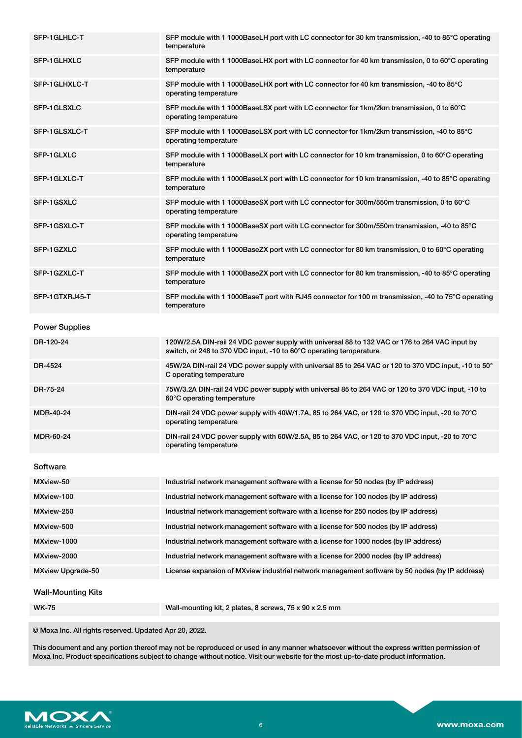| | |
|---|---|
| SFP-1GLHLC-T | SFP module with 1 1000BaseLH port with LC connector for 30 km transmission, -40 to 85°C operating temperature |
| SFP-1GLHXLC | SFP module with 1 1000BaseLHX port with LC connector for 40 km transmission, 0 to 60°C operating temperature |
| SFP-1GLHXLC-T | SFP module with 1 1000BaseLHX port with LC connector for 40 km transmission, -40 to 85°C operating temperature |
| SFP-1GLSXLC | SFP module with 1 1000BaseLSX port with LC connector for 1km/2km transmission, 0 to 60°C operating temperature |
| SFP-1GLSXLC-T | SFP module with 1 1000BaseLSX port with LC connector for 1km/2km transmission, -40 to 85°C operating temperature |
| SFP-1GLXLC | SFP module with 1 1000BaseLX port with LC connector for 10 km transmission, 0 to 60°C operating temperature |
| SFP-1GLXLC-T | SFP module with 1 1000BaseLX port with LC connector for 10 km transmission, -40 to 85°C operating temperature |
| SFP-1GSXLC | SFP module with 1 1000BaseSX port with LC connector for 300m/550m transmission, 0 to 60°C operating temperature |
| SFP-1GSXLC-T | SFP module with 1 1000BaseSX port with LC connector for 300m/550m transmission, -40 to 85°C operating temperature |
| SFP-1GZXLC | SFP module with 1 1000BaseZX port with LC connector for 80 km transmission, 0 to 60°C operating temperature |
| SFP-1GZXLC-T | SFP module with 1 1000BaseZX port with LC connector for 80 km transmission, -40 to 85°C operating temperature |
| SFP-1GTXRJ45-T | SFP module with 1 1000BaseT port with RJ45 connector for 100 m transmission, -40 to 75°C operating temperature |

### Power Supplies

| | |
|---|---|
| DR-120-24 | 120W/2.5A DIN-rail 24 VDC power supply with universal 88 to 132 VAC or 176 to 264 VAC input by switch, or 248 to 370 VDC input, -10 to 60°C operating temperature |
| DR-4524 | 45W/2A DIN-rail 24 VDC power supply with universal 85 to 264 VAC or 120 to 370 VDC input, -10 to 50° C operating temperature |
| DR-75-24 | 75W/3.2A DIN-rail 24 VDC power supply with universal 85 to 264 VAC or 120 to 370 VDC input, -10 to 60°C operating temperature |
| MDR-40-24 | DIN-rail 24 VDC power supply with 40W/1.7A, 85 to 264 VAC, or 120 to 370 VDC input, -20 to 70°C operating temperature |
| MDR-60-24 | DIN-rail 24 VDC power supply with 60W/2.5A, 85 to 264 VAC, or 120 to 370 VDC input, -20 to 70°C operating temperature |

### Software

| | |
|---|---|
| MXview-50 | Industrial network management software with a license for 50 nodes (by IP address) |
| MXview-100 | Industrial network management software with a license for 100 nodes (by IP address) |
| MXview-250 | Industrial network management software with a license for 250 nodes (by IP address) |
| MXview-500 | Industrial network management software with a license for 500 nodes (by IP address) |
| MXview-1000 | Industrial network management software with a license for 1000 nodes (by IP address) |
| MXview-2000 | Industrial network management software with a license for 2000 nodes (by IP address) |
| MXview Upgrade-50 | License expansion of MXview industrial network management software by 50 nodes (by IP address) |

### Wall-Mounting Kits

| | |
|---|---|
| WK-75 | Wall-mounting kit, 2 plates, 8 screws, 75 x 90 x 2.5 mm |

© Moxa Inc. All rights reserved. Updated Apr 20, 2022.

This document and any portion thereof may not be reproduced or used in any manner whatsoever without the express written permission of Moxa Inc. Product specifications subject to change without notice. Visit our website for the most up-to-date product information.